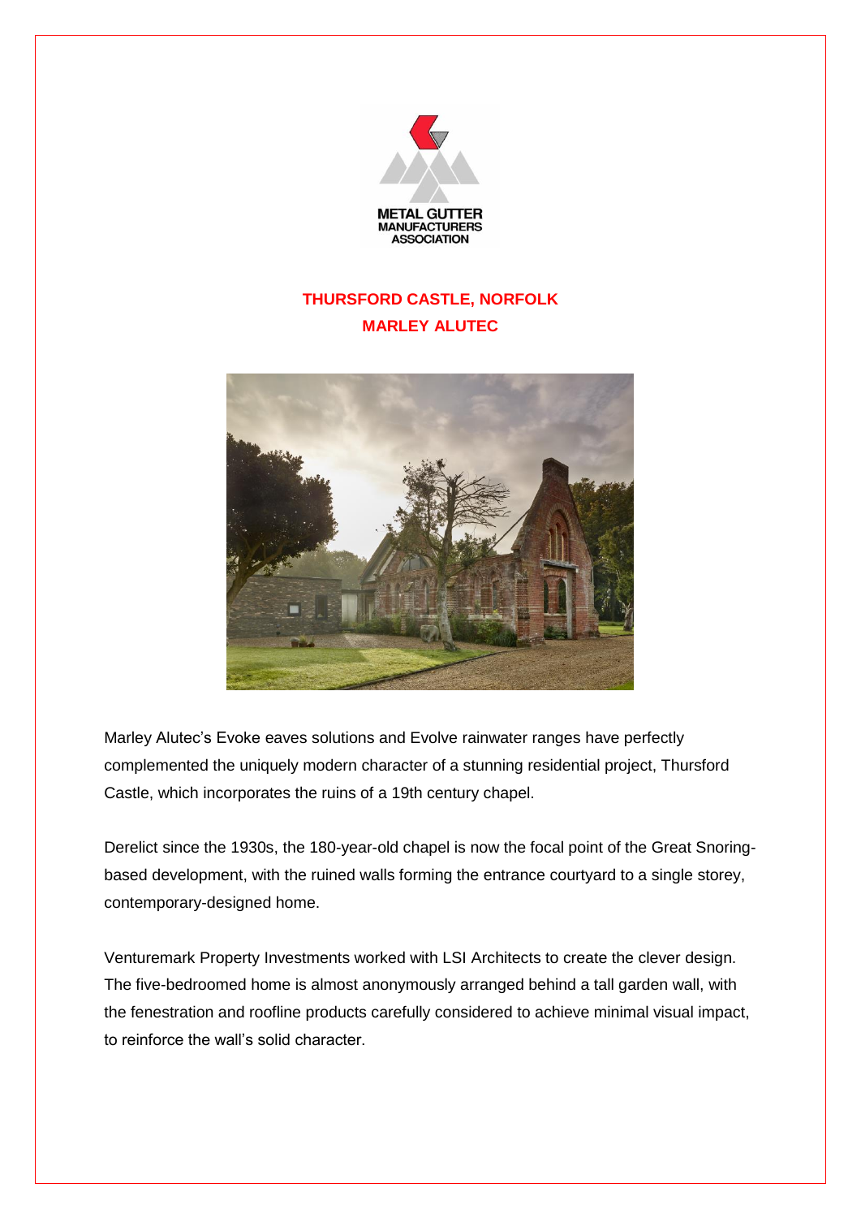METAL GUTTER
MANUFACTURERS
ASSOCIATION

## THURSFORD CASTLE, NORFOLK
## MARLEY ALUTEC

Marley Alutec's Evoke eaves solutions and Evolve rainwater ranges have perfectly complemented the uniquely modern character of a stunning residential project, Thursford Castle, which incorporates the ruins of a 19th century chapel.

Derelict since the 1930s, the 180-year-old chapel is now the focal point of the Great Snoring-based development, with the ruined walls forming the entrance courtyard to a single storey, contemporary-designed home.

Venturemark Property Investments worked with LSI Architects to create the clever design. The five-bedroomed home is almost anonymously arranged behind a tall garden wall, with the fenestration and roofline products carefully considered to achieve minimal visual impact, to reinforce the wall's solid character.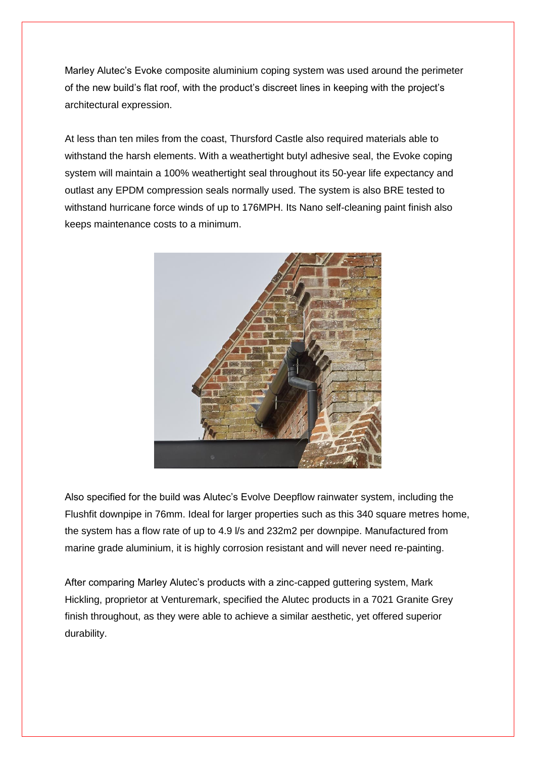Marley Alutec's Evoke composite aluminium coping system was used around the perimeter of the new build's flat roof, with the product's discreet lines in keeping with the project's architectural expression.

At less than ten miles from the coast, Thursford Castle also required materials able to withstand the harsh elements. With a weathertight butyl adhesive seal, the Evoke coping system will maintain a 100% weathertight seal throughout its 50-year life expectancy and outlast any EPDM compression seals normally used. The system is also BRE tested to withstand hurricane force winds of up to 176MPH. Its Nano self-cleaning paint finish also keeps maintenance costs to a minimum.

Also specified for the build was Alutec's Evolve Deepflow rainwater system, including the Flushfit downpipe in 76mm. Ideal for larger properties such as this 340 square metres home, the system has a flow rate of up to 4.9 l/s and 232m2 per downpipe. Manufactured from marine grade aluminium, it is highly corrosion resistant and will never need re-painting.

After comparing Marley Alutec's products with a zinc-capped guttering system, Mark Hickling, proprietor at Venturemark, specified the Alutec products in a 7021 Granite Grey finish throughout, as they were able to achieve a similar aesthetic, yet offered superior durability.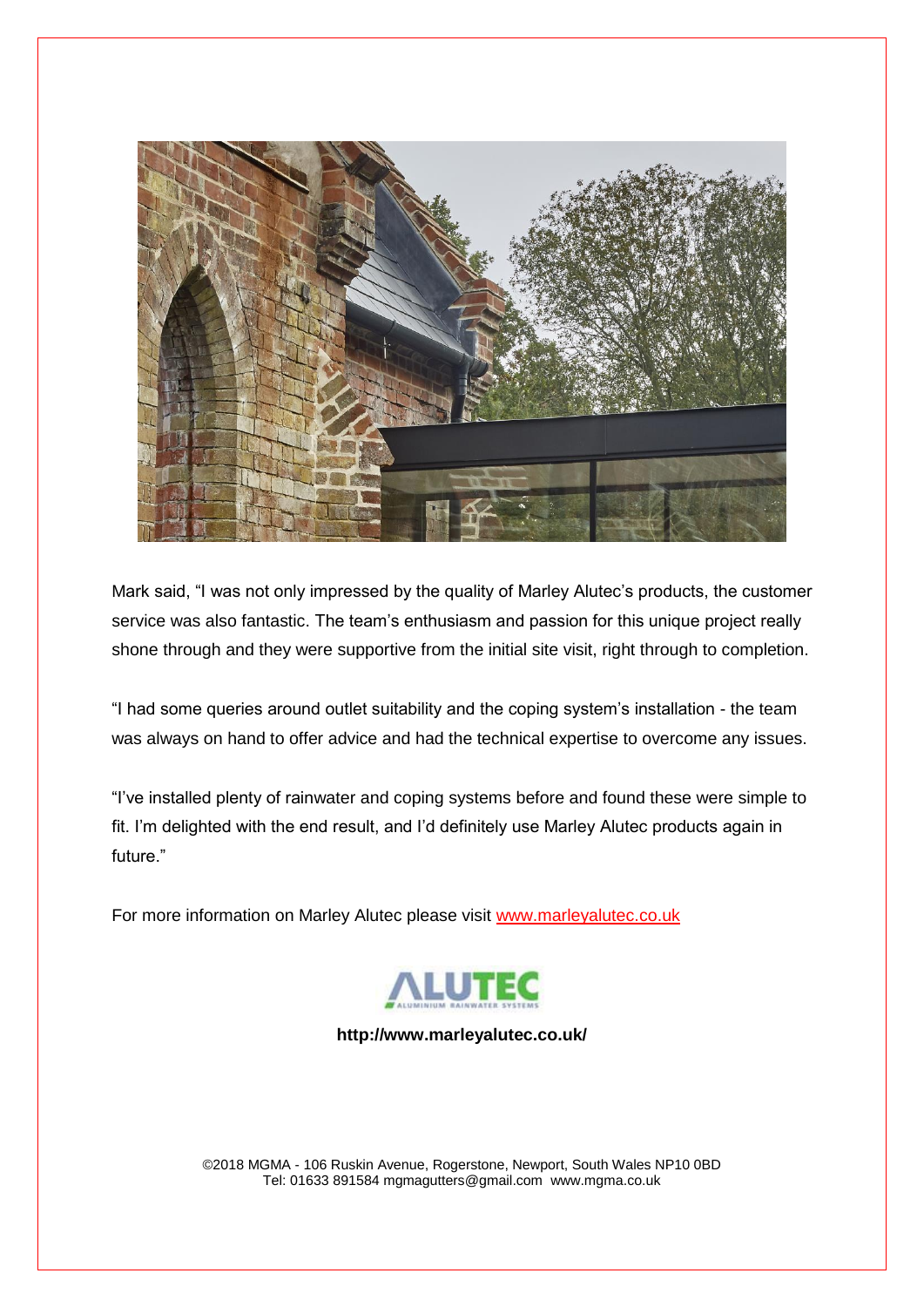Mark said, "I was not only impressed by the quality of Marley Alutec's products, the customer service was also fantastic. The team's enthusiasm and passion for this unique project really shone through and they were supportive from the initial site visit, right through to completion.

"I had some queries around outlet suitability and the coping system's installation - the team was always on hand to offer advice and had the technical expertise to overcome any issues.

"I've installed plenty of rainwater and coping systems before and found these were simple to fit. I'm delighted with the end result, and I'd definitely use Marley Alutec products again in future."

For more information on Marley Alutec please visit [www.marleyalutec.co.uk](http://www.marleyalutec.co.uk)

**http://www.marleyalutec.co.uk/**

©2018 MGMA - 106 Ruskin Avenue, Rogerstone, Newport, South Wales NP10 0BD
Tel: 01633 891584 mgmagutters@gmail.com www.mgma.co.uk